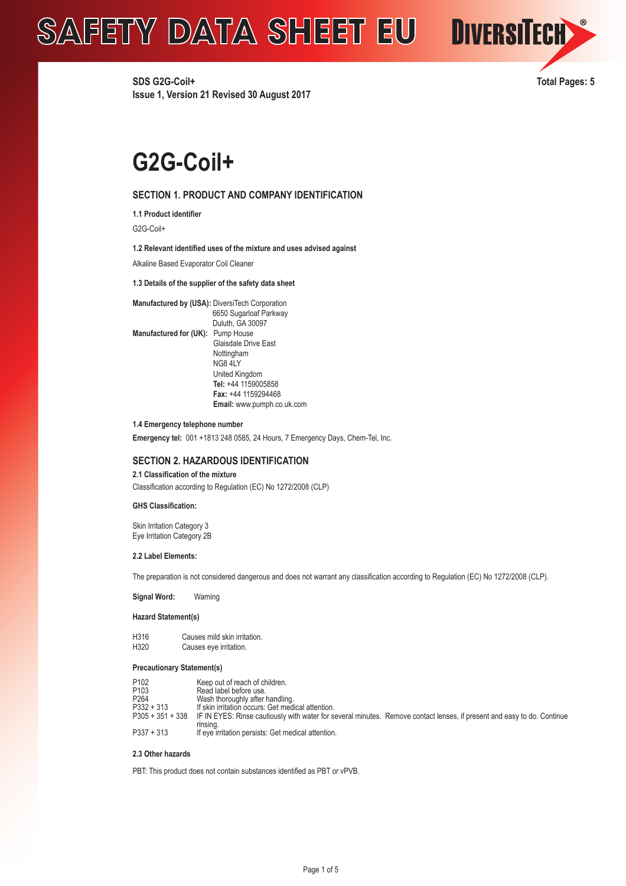SAFETY DATA SHEET EU — DIVERSITECH®

**SDS G2G-Coil+**
**Issue 1, Version 21 Revised 30 August 2017**

**Total Pages: 5**

# G2G-Coil+

## SECTION 1. PRODUCT AND COMPANY IDENTIFICATION

### 1.1 Product identifier

G2G-Coil+

### 1.2 Relevant identified uses of the mixture and uses advised against

Alkaline Based Evaporator Coil Cleaner

### 1.3 Details of the supplier of the safety data sheet

**Manufactured by (USA):** DiversiTech Corporation
6650 Sugarloaf Parkway
Duluth, GA 30097

**Manufactured for (UK):** Pump House
Glaisdale Drive East
Nottingham
NG8 4LY
United Kingdom
**Tel:** +44 1159005858
**Fax:** +44 1159294468
**Email:** www.pumph.co.uk.com

### 1.4 Emergency telephone number

**Emergency tel:** 001 +1813 248 0585, 24 Hours, 7 Emergency Days, Chem-Tel, Inc.

## SECTION 2. HAZARDOUS IDENTIFICATION

### 2.1 Classification of the mixture

Classification according to Regulation (EC) No 1272/2008 (CLP)

**GHS Classification:**

Skin Irritation Category 3
Eye Irritation Category 2B

### 2.2 Label Elements:

The preparation is not considered dangerous and does not warrant any classification according to Regulation (EC) No 1272/2008 (CLP).

**Signal Word:** Warning

**Hazard Statement(s)**

| | |
|---|---|
| H316 | Causes mild skin irritation. |
| H320 | Causes eye irritation. |

**Precautionary Statement(s)**

| | |
|---|---|
| P102 | Keep out of reach of children. |
| P103 | Read label before use. |
| P264 | Wash thoroughly after handling. |
| P332 + 313 | If skin irritation occurs: Get medical attention. |
| P305 + 351 + 338 | IF IN EYES: Rinse cautiously with water for several minutes. Remove contact lenses, if present and easy to do. Continue rinsing. |
| P337 + 313 | If eye irritation persists: Get medical attention. |

### 2.3 Other hazards

PBT: This product does not contain substances identified as PBT or vPVB.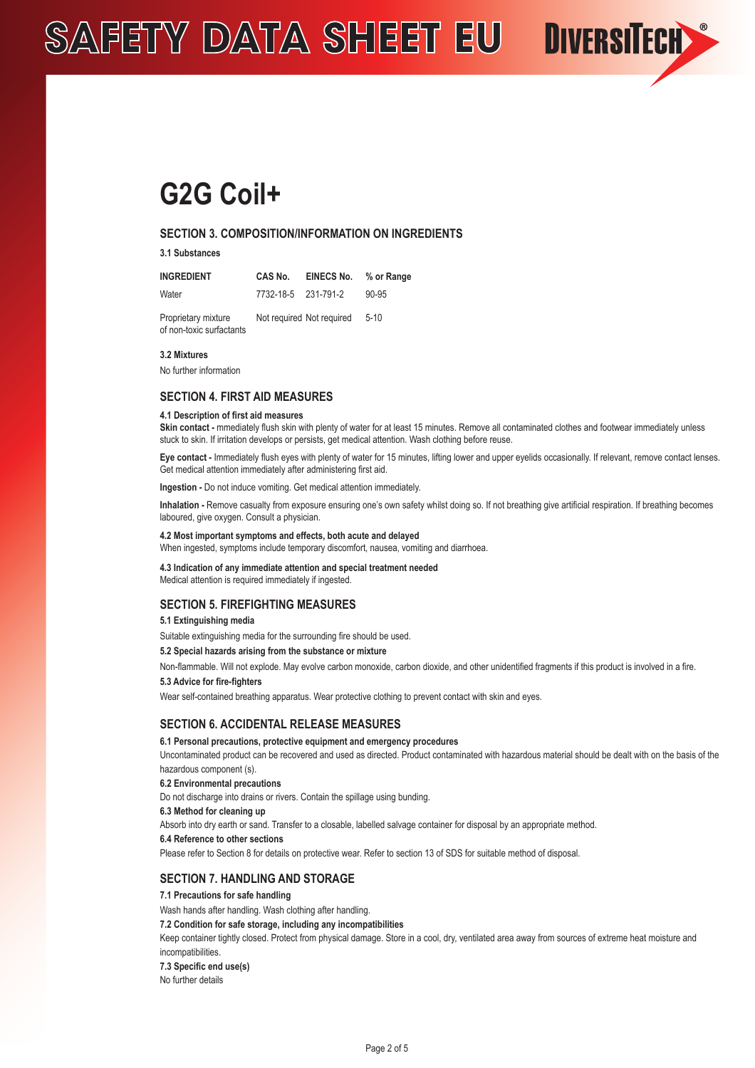# G2G Coil+

## SECTION 3. COMPOSITION/INFORMATION ON INGREDIENTS

**3.1 Substances**

| INGREDIENT | CAS No. | EINECS No. | % or Range |
|---|---|---|---|
| Water | 7732-18-5 | 231-791-2 | 90-95 |
| Proprietary mixture of non-toxic surfactants | Not required | Not required | 5-10 |

**3.2 Mixtures**

No further information

## SECTION 4. FIRST AID MEASURES

**4.1 Description of first aid measures**

**Skin contact -** mmediately flush skin with plenty of water for at least 15 minutes. Remove all contaminated clothes and footwear immediately unless stuck to skin. If irritation develops or persists, get medical attention. Wash clothing before reuse.

**Eye contact -** Immediately flush eyes with plenty of water for 15 minutes, lifting lower and upper eyelids occasionally. If relevant, remove contact lenses. Get medical attention immediately after administering first aid.

**Ingestion -** Do not induce vomiting. Get medical attention immediately.

**Inhalation -** Remove casualty from exposure ensuring one's own safety whilst doing so. If not breathing give artificial respiration. If breathing becomes laboured, give oxygen. Consult a physician.

**4.2 Most important symptoms and effects, both acute and delayed**

When ingested, symptoms include temporary discomfort, nausea, vomiting and diarrhoea.

**4.3 Indication of any immediate attention and special treatment needed**

Medical attention is required immediately if ingested.

## SECTION 5. FIREFIGHTING MEASURES

**5.1 Extinguishing media**

Suitable extinguishing media for the surrounding fire should be used.

**5.2 Special hazards arising from the substance or mixture**

Non-flammable. Will not explode. May evolve carbon monoxide, carbon dioxide, and other unidentified fragments if this product is involved in a fire.

**5.3 Advice for fire-fighters**

Wear self-contained breathing apparatus. Wear protective clothing to prevent contact with skin and eyes.

## SECTION 6. ACCIDENTAL RELEASE MEASURES

**6.1 Personal precautions, protective equipment and emergency procedures**

Uncontaminated product can be recovered and used as directed. Product contaminated with hazardous material should be dealt with on the basis of the hazardous component (s).

**6.2 Environmental precautions**

Do not discharge into drains or rivers. Contain the spillage using bunding.

**6.3 Method for cleaning up**

Absorb into dry earth or sand. Transfer to a closable, labelled salvage container for disposal by an appropriate method.

**6.4 Reference to other sections**

Please refer to Section 8 for details on protective wear. Refer to section 13 of SDS for suitable method of disposal.

## SECTION 7. HANDLING AND STORAGE

**7.1 Precautions for safe handling**

Wash hands after handling. Wash clothing after handling.

**7.2 Condition for safe storage, including any incompatibilities**

Keep container tightly closed. Protect from physical damage. Store in a cool, dry, ventilated area away from sources of extreme heat moisture and incompatibilities.

**7.3 Specific end use(s)**

No further details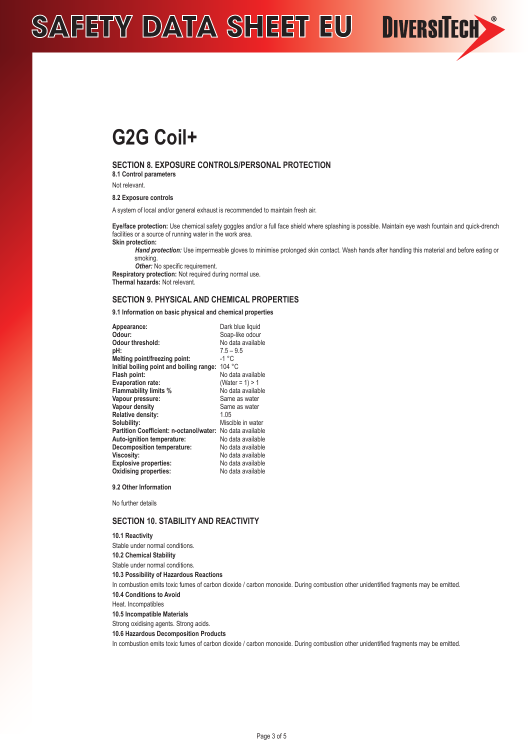# G2G Coil+

## SECTION 8. EXPOSURE CONTROLS/PERSONAL PROTECTION

### 8.1 Control parameters

Not relevant.

### 8.2 Exposure controls

A system of local and/or general exhaust is recommended to maintain fresh air.

**Eye/face protection:** Use chemical safety goggles and/or a full face shield where splashing is possible. Maintain eye wash fountain and quick-drench facilities or a source of running water in the work area.

**Skin protection:**

***Hand protection:*** Use impermeable gloves to minimise prolonged skin contact. Wash hands after handling this material and before eating or smoking.

***Other:*** No specific requirement.

**Respiratory protection:** Not required during normal use.

**Thermal hazards:** Not relevant.

## SECTION 9. PHYSICAL AND CHEMICAL PROPERTIES

### 9.1 Information on basic physical and chemical properties

| | |
|---|---|
| **Appearance:** | Dark blue liquid |
| **Odour:** | Soap-like odour |
| **Odour threshold:** | No data available |
| **pH:** | 7.5 – 9.5 |
| **Melting point/freezing point:** | -1 °C |
| **Initial boiling point and boiling range:** | 104 °C |
| **Flash point:** | No data available |
| **Evaporation rate:** | (Water = 1) > 1 |
| **Flammability limits %** | No data available |
| **Vapour pressure:** | Same as water |
| **Vapour density** | Same as water |
| **Relative density:** | 1.05 |
| **Solubility:** | Miscible in water |
| **Partition Coefficient: n-octanol/water:** | No data available |
| **Auto-ignition temperature:** | No data available |
| **Decomposition temperature:** | No data available |
| **Viscosity:** | No data available |
| **Explosive properties:** | No data available |
| **Oxidising properties:** | No data available |

### 9.2 Other Information

No further details

## SECTION 10. STABILITY AND REACTIVITY

### 10.1 Reactivity

Stable under normal conditions.

### 10.2 Chemical Stability

Stable under normal conditions.

### 10.3 Possibility of Hazardous Reactions

In combustion emits toxic fumes of carbon dioxide / carbon monoxide. During combustion other unidentified fragments may be emitted.

### 10.4 Conditions to Avoid

Heat. Incompatibles

### 10.5 Incompatible Materials

Strong oxidising agents. Strong acids.

### 10.6 Hazardous Decomposition Products

In combustion emits toxic fumes of carbon dioxide / carbon monoxide. During combustion other unidentified fragments may be emitted.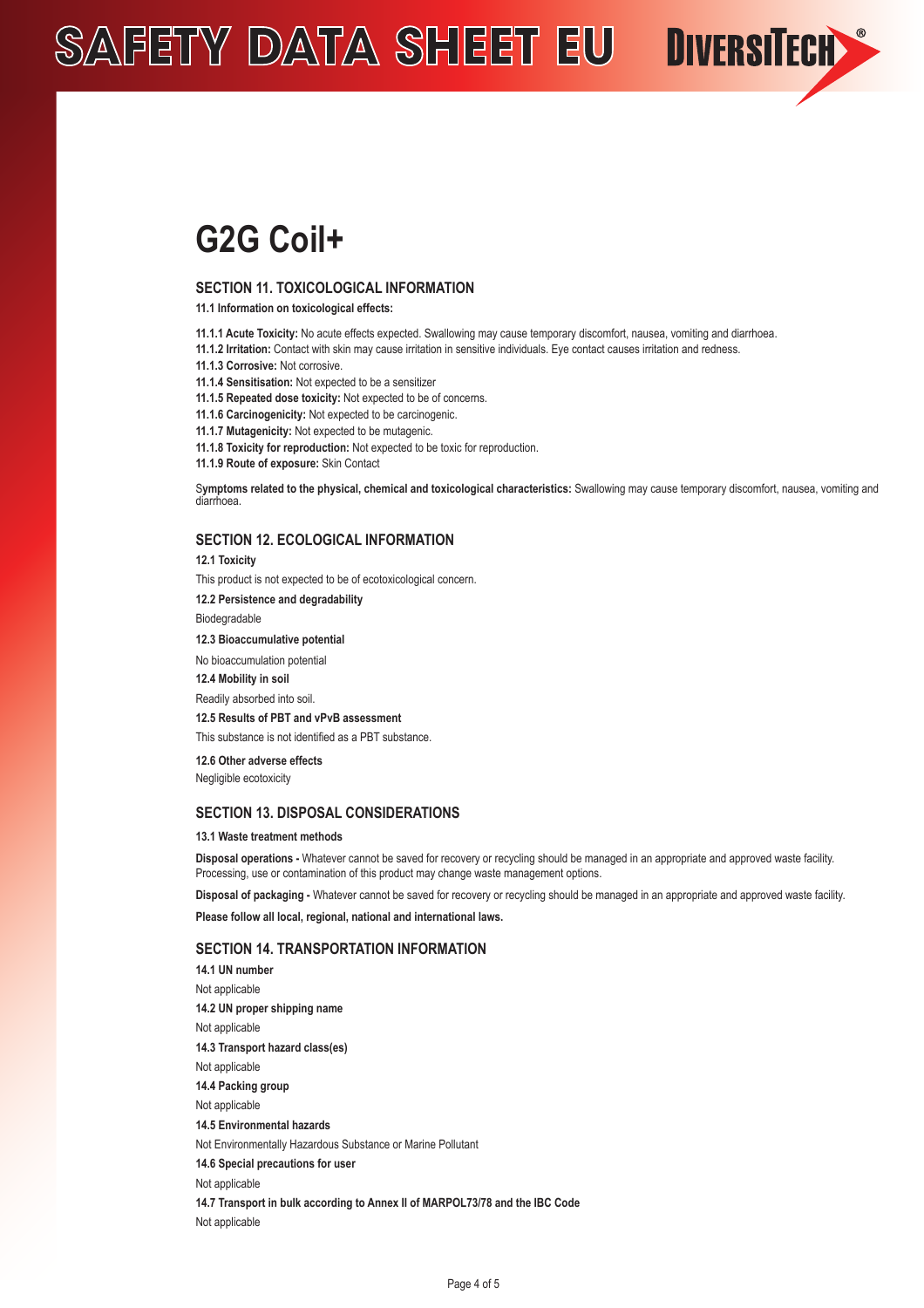# G2G Coil+

## SECTION 11. TOXICOLOGICAL INFORMATION

**11.1 Information on toxicological effects:**

**11.1.1 Acute Toxicity:** No acute effects expected. Swallowing may cause temporary discomfort, nausea, vomiting and diarrhoea.
**11.1.2 Irritation:** Contact with skin may cause irritation in sensitive individuals. Eye contact causes irritation and redness.
**11.1.3 Corrosive:** Not corrosive.
**11.1.4 Sensitisation:** Not expected to be a sensitizer
**11.1.5 Repeated dose toxicity:** Not expected to be of concerns.
**11.1.6 Carcinogenicity:** Not expected to be carcinogenic.
**11.1.7 Mutagenicity:** Not expected to be mutagenic.
**11.1.8 Toxicity for reproduction:** Not expected to be toxic for reproduction.
**11.1.9 Route of exposure:** Skin Contact

S**ymptoms related to the physical, chemical and toxicological characteristics:** Swallowing may cause temporary discomfort, nausea, vomiting and diarrhoea.

## SECTION 12. ECOLOGICAL INFORMATION

**12.1 Toxicity**

This product is not expected to be of ecotoxicological concern.

**12.2 Persistence and degradability**

Biodegradable

**12.3 Bioaccumulative potential**

No bioaccumulation potential

**12.4 Mobility in soil**

Readily absorbed into soil.

**12.5 Results of PBT and vPvB assessment**

This substance is not identified as a PBT substance.

**12.6 Other adverse effects**

Negligible ecotoxicity

## SECTION 13. DISPOSAL CONSIDERATIONS

**13.1 Waste treatment methods**

**Disposal operations -** Whatever cannot be saved for recovery or recycling should be managed in an appropriate and approved waste facility. Processing, use or contamination of this product may change waste management options.

**Disposal of packaging -** Whatever cannot be saved for recovery or recycling should be managed in an appropriate and approved waste facility.

**Please follow all local, regional, national and international laws.**

## SECTION 14. TRANSPORTATION INFORMATION

**14.1 UN number**

Not applicable

**14.2 UN proper shipping name**

Not applicable

**14.3 Transport hazard class(es)**

Not applicable

**14.4 Packing group**

Not applicable

**14.5 Environmental hazards**

Not Environmentally Hazardous Substance or Marine Pollutant

**14.6 Special precautions for user**

Not applicable

**14.7 Transport in bulk according to Annex II of MARPOL73/78 and the IBC Code**

Not applicable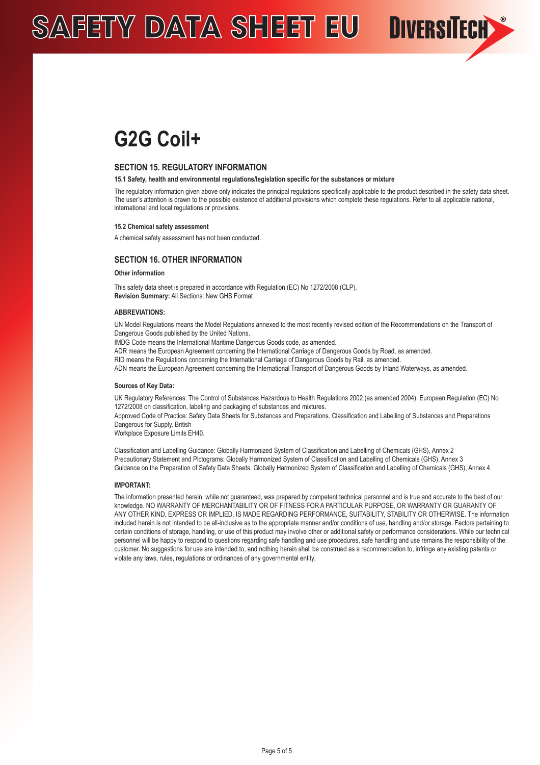# G2G Coil+

## SECTION 15. REGULATORY INFORMATION

**15.1 Safety, health and environmental regulations/legislation specific for the substances or mixture**

The regulatory information given above only indicates the principal regulations specifically applicable to the product described in the safety data sheet. The user's attention is drawn to the possible existence of additional provisions which complete these regulations. Refer to all applicable national, international and local regulations or provisions.

**15.2 Chemical safety assessment**

A chemical safety assessment has not been conducted.

## SECTION 16. OTHER INFORMATION

**Other information**

This safety data sheet is prepared in accordance with Regulation (EC) No 1272/2008 (CLP).
**Revision Summary:** All Sections: New GHS Format

**ABBREVIATIONS:**

UN Model Regulations means the Model Regulations annexed to the most recently revised edition of the Recommendations on the Transport of Dangerous Goods published by the United Nations.
IMDG Code means the International Maritime Dangerous Goods code, as amended.
ADR means the European Agreement concerning the International Carriage of Dangerous Goods by Road, as amended.
RID means the Regulations concerning the International Carriage of Dangerous Goods by Rail, as amended.
ADN means the European Agreement concerning the International Transport of Dangerous Goods by Inland Waterways, as amended.

**Sources of Key Data:**

UK Regulatory References: The Control of Substances Hazardous to Health Regulations 2002 (as amended 2004). European Regulation (EC) No 1272/2008 on classification, labeling and packaging of substances and mixtures.
Approved Code of Practice: Safety Data Sheets for Substances and Preparations. Classification and Labelling of Substances and Preparations Dangerous for Supply. British
Workplace Exposure Limits EH40.

Classification and Labelling Guidance: Globally Harmonized System of Classification and Labelling of Chemicals (GHS), Annex 2
Precautionary Statement and Pictograms: Globally Harmonized System of Classification and Labelling of Chemicals (GHS), Annex 3
Guidance on the Preparation of Safety Data Sheets: Globally Harmonized System of Classification and Labelling of Chemicals (GHS), Annex 4

**IMPORTANT:**

The information presented herein, while not guaranteed, was prepared by competent technical personnel and is true and accurate to the best of our knowledge. NO WARRANTY OF MERCHANTABILITY OR OF FITNESS FOR A PARTICULAR PURPOSE, OR WARRANTY OR GUARANTY OF ANY OTHER KIND, EXPRESS OR IMPLIED, IS MADE REGARDING PERFORMANCE, SUITABILITY, STABILITY OR OTHERWISE. The information included herein is not intended to be all-inclusive as to the appropriate manner and/or conditions of use, handling and/or storage. Factors pertaining to certain conditions of storage, handling, or use of this product may involve other or additional safety or performance considerations. While our technical personnel will be happy to respond to questions regarding safe handling and use procedures, safe handling and use remains the responsibility of the customer. No suggestions for use are intended to, and nothing herein shall be construed as a recommendation to, infringe any existing patents or violate any laws, rules, regulations or ordinances of any governmental entity.